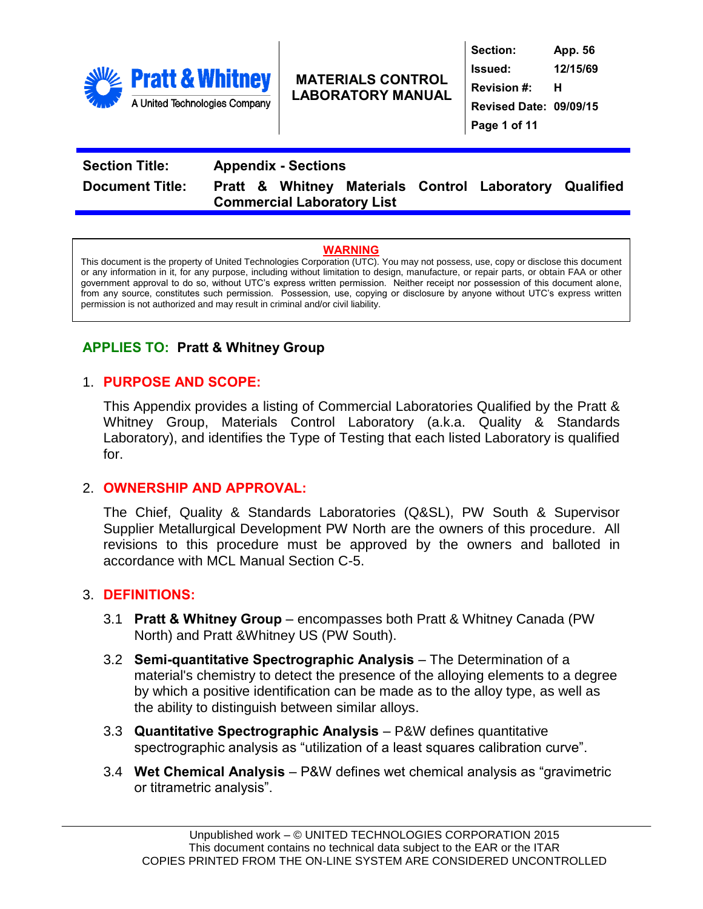| Pratt & Whitney — A United Technologies Company | MATERIALS CONTROL LABORATORY MANUAL | Section: App. 56 Issued: 12/15/69 Revision #: H Revised Date: 09/09/15 |
|---|---|---|

**Section Title:** Appendix - Sections

**Document Title:** Pratt & Whitney Materials Control Laboratory Qualified Commercial Laboratory List

> **WARNING**
>
> This document is the property of United Technologies Corporation (UTC). You may not possess, use, copy or disclose this document or any information in it, for any purpose, including without limitation to design, manufacture, or repair parts, or obtain FAA or other government approval to do so, without UTC's express written permission. Neither receipt nor possession of this document alone, from any source, constitutes such permission. Possession, use, copying or disclosure by anyone without UTC's express written permission is not authorized and may result in criminal and/or civil liability.

**APPLIES TO: Pratt & Whitney Group**

## 1. PURPOSE AND SCOPE:

This Appendix provides a listing of Commercial Laboratories Qualified by the Pratt & Whitney Group, Materials Control Laboratory (a.k.a. Quality & Standards Laboratory), and identifies the Type of Testing that each listed Laboratory is qualified for.

## 2. OWNERSHIP AND APPROVAL:

The Chief, Quality & Standards Laboratories (Q&SL), PW South & Supervisor Supplier Metallurgical Development PW North are the owners of this procedure. All revisions to this procedure must be approved by the owners and balloted in accordance with MCL Manual Section C-5.

## 3. DEFINITIONS:

3.1 **Pratt & Whitney Group** – encompasses both Pratt & Whitney Canada (PW North) and Pratt &Whitney US (PW South).

3.2 **Semi-quantitative Spectrographic Analysis** – The Determination of a material's chemistry to detect the presence of the alloying elements to a degree by which a positive identification can be made as to the alloy type, as well as the ability to distinguish between similar alloys.

3.3 **Quantitative Spectrographic Analysis** – P&W defines quantitative spectrographic analysis as "utilization of a least squares calibration curve".

3.4 **Wet Chemical Analysis** – P&W defines wet chemical analysis as "gravimetric or titrametric analysis".

Unpublished work – © UNITED TECHNOLOGIES CORPORATION 2015
This document contains no technical data subject to the EAR or the ITAR
COPIES PRINTED FROM THE ON-LINE SYSTEM ARE CONSIDERED UNCONTROLLED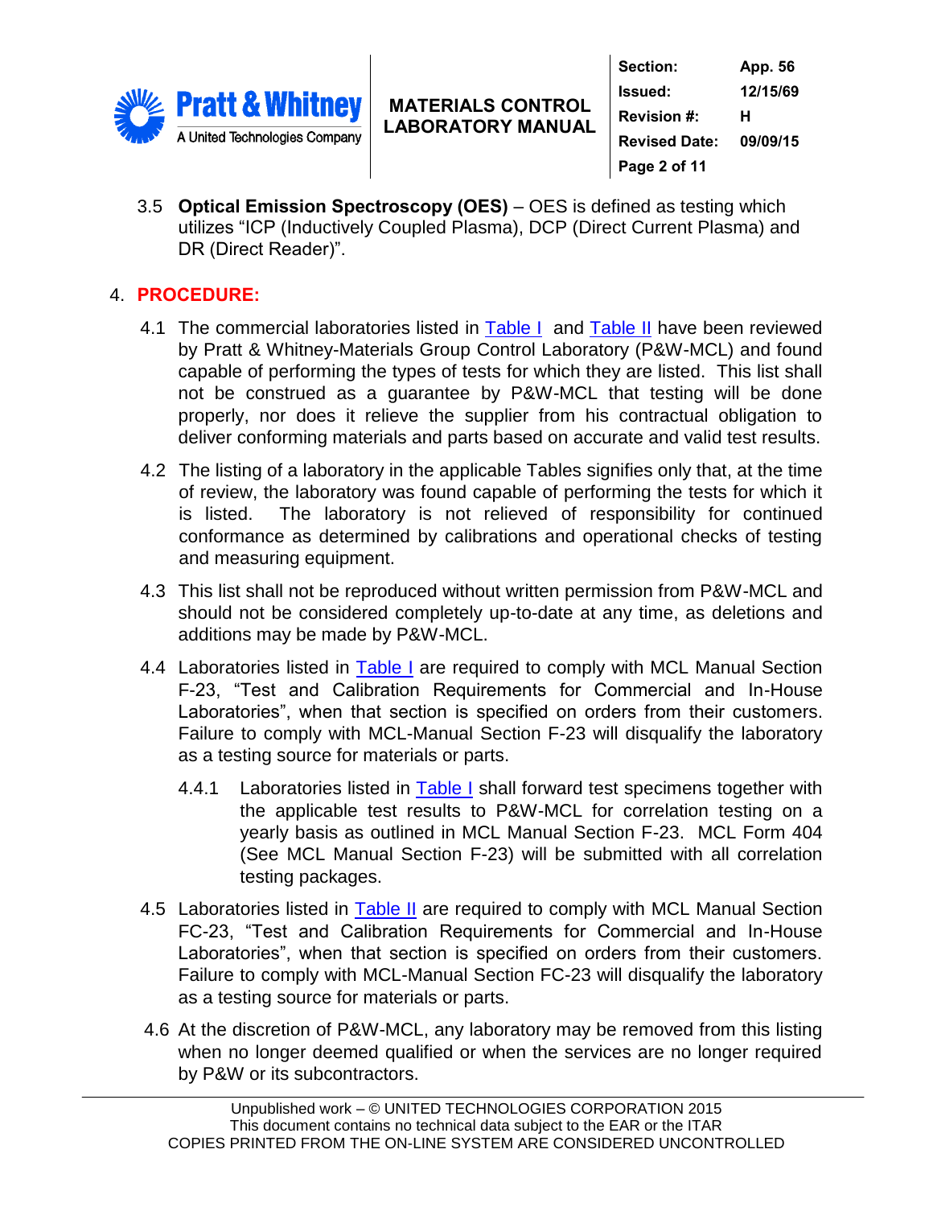3.5 **Optical Emission Spectroscopy (OES)** – OES is defined as testing which utilizes "ICP (Inductively Coupled Plasma), DCP (Direct Current Plasma) and DR (Direct Reader)".

## 4. PROCEDURE:

4.1 The commercial laboratories listed in Table I and Table II have been reviewed by Pratt & Whitney-Materials Group Control Laboratory (P&W-MCL) and found capable of performing the types of tests for which they are listed. This list shall not be construed as a guarantee by P&W-MCL that testing will be done properly, nor does it relieve the supplier from his contractual obligation to deliver conforming materials and parts based on accurate and valid test results.

4.2 The listing of a laboratory in the applicable Tables signifies only that, at the time of review, the laboratory was found capable of performing the tests for which it is listed. The laboratory is not relieved of responsibility for continued conformance as determined by calibrations and operational checks of testing and measuring equipment.

4.3 This list shall not be reproduced without written permission from P&W-MCL and should not be considered completely up-to-date at any time, as deletions and additions may be made by P&W-MCL.

4.4 Laboratories listed in Table I are required to comply with MCL Manual Section F-23, "Test and Calibration Requirements for Commercial and In-House Laboratories", when that section is specified on orders from their customers. Failure to comply with MCL-Manual Section F-23 will disqualify the laboratory as a testing source for materials or parts.

4.4.1 Laboratories listed in Table I shall forward test specimens together with the applicable test results to P&W-MCL for correlation testing on a yearly basis as outlined in MCL Manual Section F-23. MCL Form 404 (See MCL Manual Section F-23) will be submitted with all correlation testing packages.

4.5 Laboratories listed in Table II are required to comply with MCL Manual Section FC-23, "Test and Calibration Requirements for Commercial and In-House Laboratories", when that section is specified on orders from their customers. Failure to comply with MCL-Manual Section FC-23 will disqualify the laboratory as a testing source for materials or parts.

4.6 At the discretion of P&W-MCL, any laboratory may be removed from this listing when no longer deemed qualified or when the services are no longer required by P&W or its subcontractors.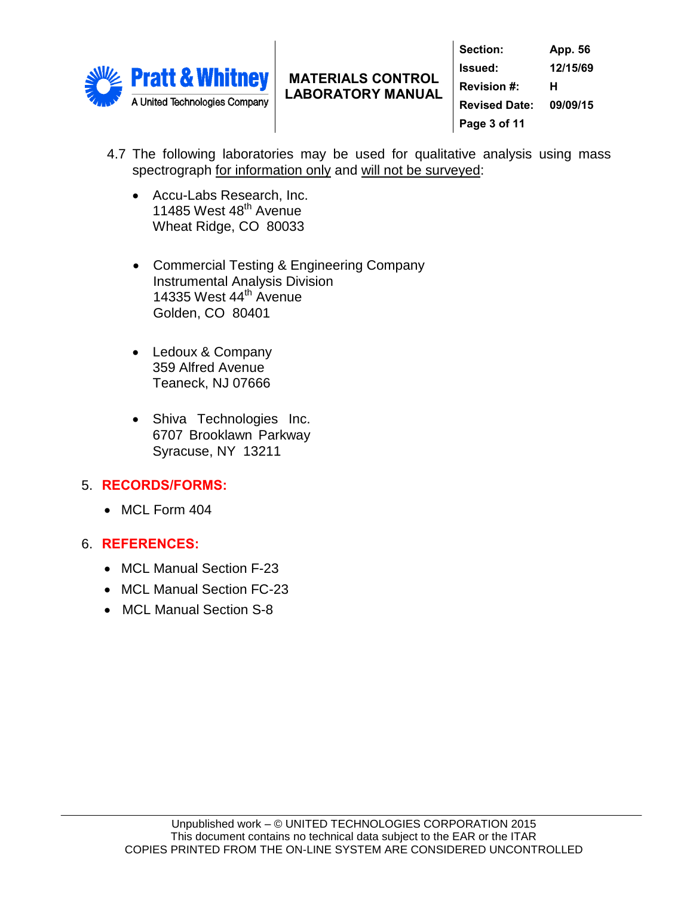4.7 The following laboratories may be used for qualitative analysis using mass spectrograph <u>for information only</u> and <u>will not be surveyed</u>:

- Accu-Labs Research, Inc.
  11485 West 48th Avenue
  Wheat Ridge, CO 80033

- Commercial Testing & Engineering Company
  Instrumental Analysis Division
  14335 West 44th Avenue
  Golden, CO 80401

- Ledoux & Company
  359 Alfred Avenue
  Teaneck, NJ 07666

- Shiva Technologies Inc.
  6707 Brooklawn Parkway
  Syracuse, NY 13211

## 5. RECORDS/FORMS:

- MCL Form 404

## 6. REFERENCES:

- MCL Manual Section F-23
- MCL Manual Section FC-23
- MCL Manual Section S-8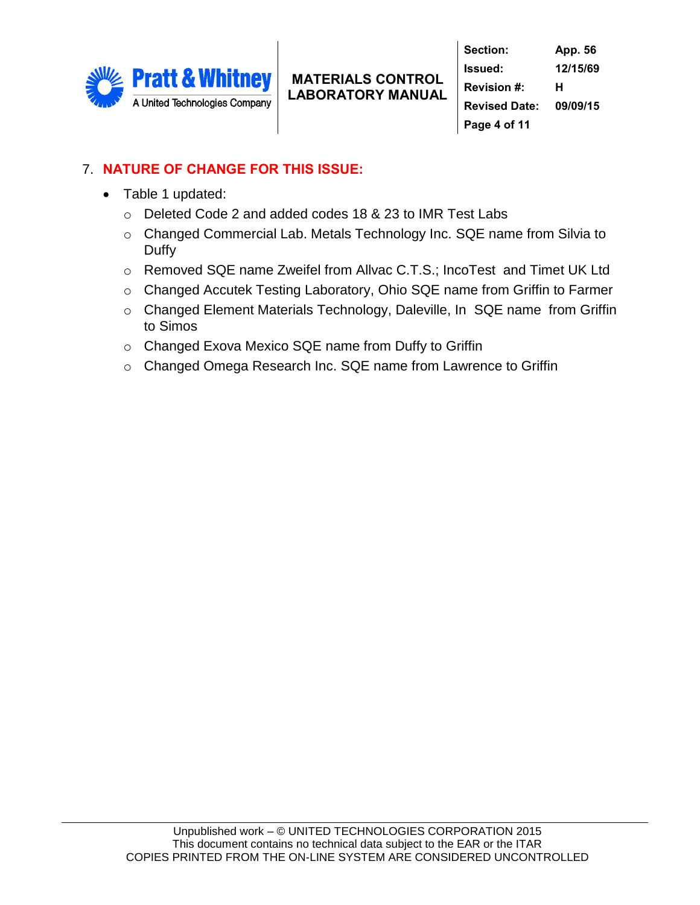## 7. NATURE OF CHANGE FOR THIS ISSUE:

- Table 1 updated:
  - Deleted Code 2 and added codes 18 & 23 to IMR Test Labs
  - Changed Commercial Lab. Metals Technology Inc. SQE name from Silvia to Duffy
  - Removed SQE name Zweifel from Allvac C.T.S.; IncoTest and Timet UK Ltd
  - Changed Accutek Testing Laboratory, Ohio SQE name from Griffin to Farmer
  - Changed Element Materials Technology, Daleville, In SQE name from Griffin to Simos
  - Changed Exova Mexico SQE name from Duffy to Griffin
  - Changed Omega Research Inc. SQE name from Lawrence to Griffin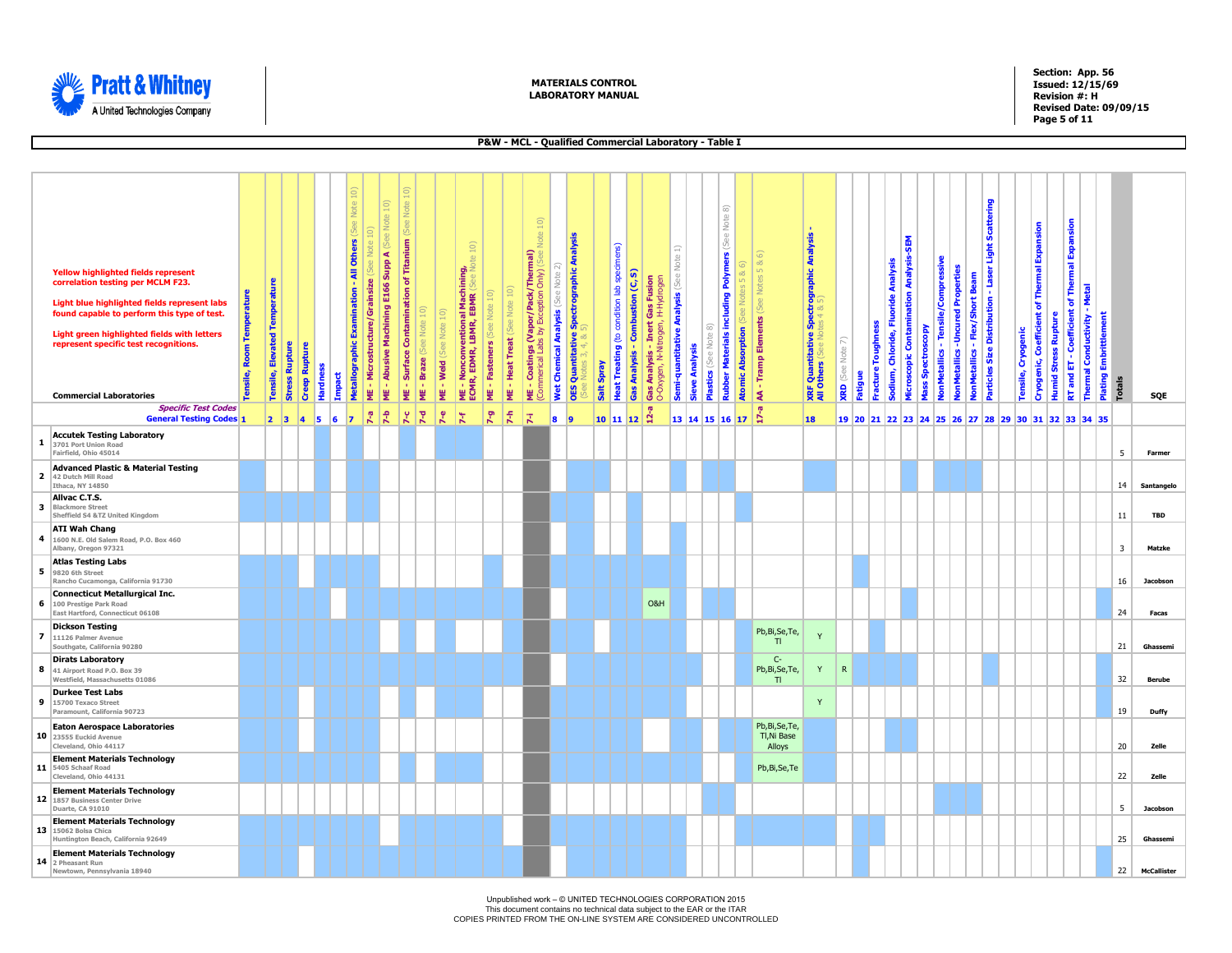**MATERIALS CONTROL LABORATORY MANUAL**

Section: App. 56
Issued: 12/15/69
Revision #: H
Revised Date: 09/09/15

**P&W - MCL - Qualified Commercial Laboratory - Table I**

Yellow highlighted fields represent correlation testing per MCLM F23.

Light blue highlighted fields represent labs found capable to perform this type of test.

Light green highlighted fields with letters represent specific test recognitions.

| | Commercial Laboratories | Tensile, Room Temperature | Tensile, Elevated Temperature | Stress Rupture | Creep Rupture | Hardness | Impact | Metallographic Examination - All Others (See Note 10) | ME - Microstructure/Grainsize (See Note 10) | ME - Abusive Machining E166 Supp A (See Note 10) | ME - Surface Contamination of Titanium (See Note 10) | ME - Braze (See Note 10) | ME - Weld (See Note 10) | ME - Nonconventional Machining, ECMR, EDMR, LBMR, EBMR (See Note 10) | ME - Fasteners (See Note 10) | ME - Heat Treat (See Note 10) | ME - Coatings (Vapor/Pack/Thermal) (Commercial Labs by Exception Only) (See Note 10) | Wet Chemical Analysis (See Note 2) | OES Quantitative Spectrographic Analysis (See Notes 3, 4, & 5) | Salt Spray | Heat Treating (to condition lab specimens) | Gas Analysis - Combustion (C, S) | Gas Analysis - Inert Gas Fusion O-Oxygen, N-Nitrogen, H-Hydrogen | Semi-quantitative Analysis (See Note 1) | Sieve Analysis | Plastics (See Note 8) | Rubber Materials including Polymers (See Note 8) | Atomic Absorption (See Notes 5 & 6) | AA - Tramp Elements (See Notes 5 & 6) | XRF Quantitative Spectrographic Analysis - All Others (See Notes 4 & 5) | XRD (See Note 7) | Fatigue | Fracture Toughness | Sodium, Chloride, Fluoride Analysis | Microscopic Contamination Analysis-SEM | Mass Spectroscopy | NonMetallics - Tensile/Compressive | NonMetallics - Uncured Properties | NonMetallics - Flex/Short Beam | Particles Size Distribution - Laser Light Scattering | | Tensile, Cryogenic | Cryogenic, Coefficient of Thermal Expansion | Humid Stress Rupture | RT and ET - Coefficient of Thermal Expansion | Thermal Conductivity - Metal | Plating Embrittlement | Totals | SQE |
|---|---|---|---|---|---|---|---|---|---|---|---|---|---|---|---|---|---|---|---|---|---|---|---|---|---|---|---|---|---|---|---|---|---|---|---|---|---|---|---|---|---|---|---|---|---|---|---|---|---|
| | *Specific Test Codes* / General Testing Codes | 1 | 2 | 3 | 4 | 5 | 6 | 7 | 7-a | 7-b | 7-c | 7-d | 7-e | 7-f | 7-g | 7-h | 7-i | 8 | 9 | 10 | 11 | 12 | 12-a | 13 | 14 | 15 | 16 | 17 | 17-a | 18 | 19 | 20 | 21 | 22 | 23 | 24 | 25 | 26 | 27 | 28 | 29 | 30 | 31 | 32 | 33 | 34 | 35 | | |
| 1 | **Accutek Testing Laboratory** 3701 Port Union Road Fairfield, Ohio 45014 | | | | | | | | | | | | | | | | | | | | | | | | | | | | | | | | | | | | | | | | | | | | | | | 5 | Farmer |
| 2 | **Advanced Plastic & Material Testing** 42 Dutch Mill Road Ithaca, NY 14850 | | | | | | | | | | | | | | | | | | | | | | | | | | | | | | | | | | | | | | | | | | | | | | | 14 | Santangelo |
| 3 | **Allvac C.T.S.** Blackmore Street Sheffield S4 &T2 United Kingdom | | | | | | | | | | | | | | | | | | | | | | | | | | | | | | | | | | | | | | | | | | | | | | | 11 | TBD |
| 4 | **ATI Wah Chang** 1600 N.E. Old Salem Road, P.O. Box 460 Albany, Oregon 97321 | | | | | | | | | | | | | | | | | | | | | | | | | | | | | | | | | | | | | | | | | | | | | | | 3 | Matzke |
| 5 | **Atlas Testing Labs** 9820 6th Street Rancho Cucamonga, California 91730 | | | | | | | | | | | | | | | | | | | | | | | | | | | | | | | | | | | | | | | | | | | | | | | 16 | Jacobson |
| 6 | **Connecticut Metallurgical Inc.** 100 Prestige Park Road East Hartford, Connecticut 06108 | | | | | | | | | | | | | | | | | | | | | | O&H | | | | | | | | | | | | | | | | | | | | | | | | | 24 | Facas |
| 7 | **Dickson Testing** 11126 Palmer Avenue Southgate, California 90280 | | | | | | | | | | | | | | | | | | | | | | | | | | | | Pb,Bi,Se,Te, Tl | Y | | | | | | | | | | | | | | | | | | 21 | Ghassemi |
| 8 | **Dirats Laboratory** 41 Airport Road P.O. Box 39 Westfield, Massachusetts 01086 | | | | | | | | | | | | | | | | | | | | | | | | | | | | C-Pb,Bi,Se,Te, Tl | Y | R | | | | | | | | | | | | | | | | | 32 | Berube |
| 9 | **Durkee Test Labs** 15700 Texaco Street Paramount, California 90723 | | | | | | | | | | | | | | | | | | | | | | | | | | | | | Y | | | | | | | | | | | | | | | | | | 19 | Duffy |
| 10 | **Eaton Aerospace Laboratories** 23555 Euckid Avenue Cleveland, Ohio 44117 | | | | | | | | | | | | | | | | | | | | | | | | | | | | Pb,Bi,Se,Te, Tl,Ni Base Alloys | | | | | | | | | | | | | | | | | | | 20 | Zelle |
| 11 | **Element Materials Technology** 5405 Schaaf Road Cleveland, Ohio 44131 | | | | | | | | | | | | | | | | | | | | | | | | | | | | Pb,Bi,Se,Te | | | | | | | | | | | | | | | | | | | 22 | Zelle |
| 12 | **Element Materials Technology** 1857 Business Center Drive Duarte, CA 91010 | | | | | | | | | | | | | | | | | | | | | | | | | | | | | | | | | | | | | | | | | | | | | | | 5 | Jacobson |
| 13 | **Element Materials Technology** 15062 Bolsa Chica Huntington Beach, California 92649 | | | | | | | | | | | | | | | | | | | | | | | | | | | | | | | | | | | | | | | | | | | | | | | 25 | Ghassemi |
| 14 | **Element Materials Technology** 2 Pheasant Run Newtown, Pennsylvania 18940 | | | | | | | | | | | | | | | | | | | | | | | | | | | | | | | | | | | | | | | | | | | | | | | 22 | McCallister |

Unpublished work – © UNITED TECHNOLOGIES CORPORATION 2015
This document contains no technical data subject to the EAR or the ITAR
COPIES PRINTED FROM THE ON-LINE SYSTEM ARE CONSIDERED UNCONTROLLED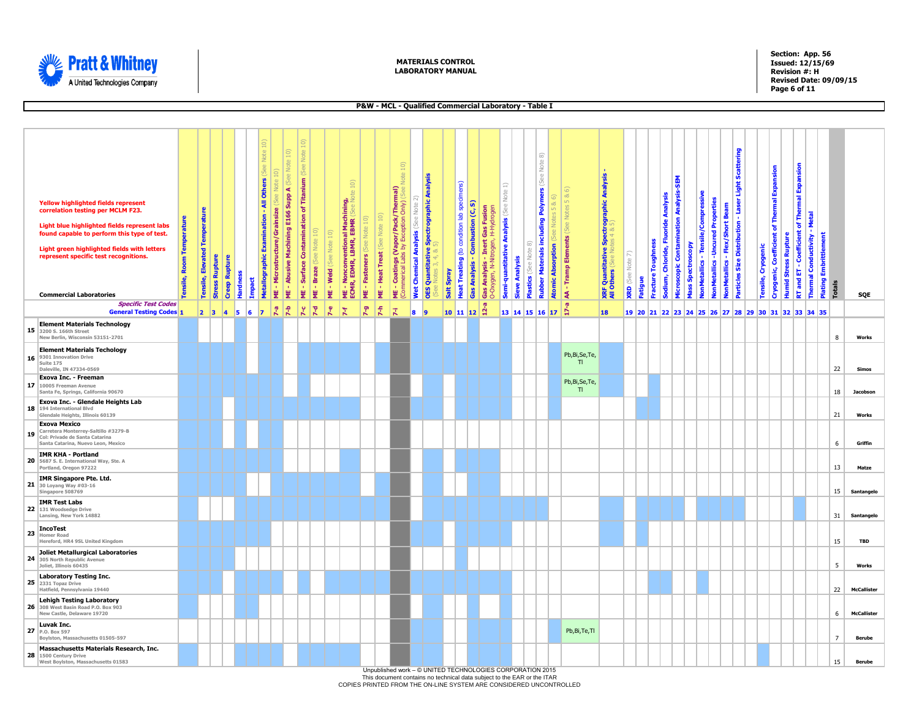# MATERIALS CONTROL LABORATORY MANUAL

Section: App. 56
Issued: 12/15/69
Revision #: H
Revised Date: 09/09/15

## P&W - MCL - Qualified Commercial Laboratory - Table I

**Yellow highlighted fields represent correlation testing per MCLM F23.**

**Light blue highlighted fields represent labs found capable to perform this type of test.**

**Light green highlighted fields with letters represent specific test recognitions.**

**Test columns (General Testing Codes / Specific Test Codes):**

- 1 – Tensile, Room Temperature
- 2 – Tensile, Elevated Temperature
- 3 – Stress Rupture
- 4 – Creep Rupture
- 5 – Hardness
- 6 – Impact
- 7 – Metallographic Examination - All Others (See Note 10)
- 7-a – ME - Microstructure/Gransize (See Note 10)
- 7-b – ME - Abusive Machining E166 Supp A (See Note 10)
- 7-c – ME - Surface Contamination of Titanium (See Note 10)
- 7-d – ME - Braze (See Note 10)
- 7-e – ME - Weld (See Note 10)
- 7-f – ME - Nonconventional Machining, ECMR, EDMR, LBMR, EBMR (See Note 10)
- 7-g – ME - Fasteners (See Note 10)
- 7-h – ME - Heat Treat (See Note 10)
- 7-i – ME - Coatings (Vapor/Pack/Thermal) (Commercial Labs by Exception Only) (See Note 10)
- 8 – Wet Chemical Analysis (See Note 2)
- 9 – OES Quantitative Spectrographic Analysis (See Notes 3, 4, & 5)
- 10 – Salt Spray
- 11 – Heat Treating (to condition lab specimens)
- 12 – Gas Analysis - Combustion (C, S)
- 12-a – Gas Analysis - Inert Gas Fusion O-Oxygen, N-Nitrogen, H-Hydrogen
- 13 – Semi-quantitative Analysis (See Note 1)
- 14 – Sieve Analysis
- 15 – Plastics (See Note 8)
- 16 – Rubber Materials including Polymers (See Note 8)
- 17 – Atomic Absorption (See Notes 5 & 6)
- 17-a – AA - Tramp Elements (See Notes 5 & 6)
- 18 – XRF Quantitative Spectrographic Analysis - All Others (See Notes 4 & 5)
- 19 – XRD (See Note 7)
- 20 – Fatigue
- 21 – Fracture Toughness
- 22 – Sodium, Chloride, Fluoride Analysis
- 23 – Microscopic Contamination Analysis-SEM
- 24 – Mass Spectroscopy
- 25 – NonMetallics - Tensile/Compressive
- 26 – NonMetallics - Uncured Properties
- 27 – NonMetallics - Flex/Short Beam
- 28 – Particles Size Distribution - Laser Light Scattering
- 29 – Tensile, Cryogenic
- 30 – Cryogenic, Coefficient of Thermal Expansion
- 31 – Humid Stress Rupture
- 32 – RT and ET - Coefficient of Thermal Expansion
- 33 – Thermal Conductivity - Metal
- 34 – Plating Embrittlement
- 35 – Totals

| # | Commercial Laboratories | 17-a AA - Tramp Elements | Totals | SQE |
|---|---|---|---|---|
| 15 | **Element Materials Technology**<br>3200 S. 166th Street<br>New Berlin, Wisconsin 53151-2701 | | 8 | Works |
| 16 | **Element Materials Techology**<br>9301 Innovation Drive<br>Suite 175<br>Daleville, IN 47334-0569 | Pb,Bi,Se,Te,Tl | 22 | Simos |
| 17 | **Exova Inc. - Freeman**<br>10005 Freeman Avenue<br>Santa Fe, Springs, California 90670 | Pb,Bi,Se,Te,Tl | 18 | Jacobson |
| 18 | **Exova Inc. - Glendale Heights Lab**<br>194 International Blvd<br>Glendale Heights, Illinois 60139 | | 21 | Works |
| 19 | **Exova Mexico**<br>Carretera Monterrey-Saltillo #3279-B<br>Col: Privade de Santa Catarina<br>Santa Catarina, Nuevo Leon, Mexico | | 6 | Griffin |
| 20 | **IMR KHA - Portland**<br>5687 S. E. International Way, Ste. A<br>Portland, Oregon 97222 | | 13 | Matze |
| 21 | **IMR Singapore Pte. Ltd.**<br>30 Loyang Way #03-16<br>Singapore 508769 | | 15 | Santangelo |
| 22 | **IMR Test Labs**<br>131 Woodsedge Drive<br>Lansing, New York 14882 | | 31 | Santangelo |
| 23 | **IncoTest**<br>Homer Road<br>Hereford, HR4 9SL United Kingdom | | 15 | TBD |
| 24 | **Joliet Metallurgical Laboratories**<br>305 North Republic Avenue<br>Joliet, Illinois 60435 | | 5 | Works |
| 25 | **Laboratory Testing Inc.**<br>2331 Topaz Drive<br>Hatfield, Pennsylvania 19440 | | 22 | McCallister |
| 26 | **Lehigh Testing Laboratory**<br>308 West Basin Road P.O. Box 903<br>New Castle, Delaware 19720 | | 6 | McCallister |
| 27 | **Luvak Inc.**<br>P.O. Box 597<br>Boylston, Massachusetts 01505-597 | Pb,Bi,Te,Tl | 7 | Berube |
| 28 | **Massachusetts Materials Research, Inc.**<br>1500 Century Drive<br>West Boylston, Massachusetts 01583 | | 15 | Berube |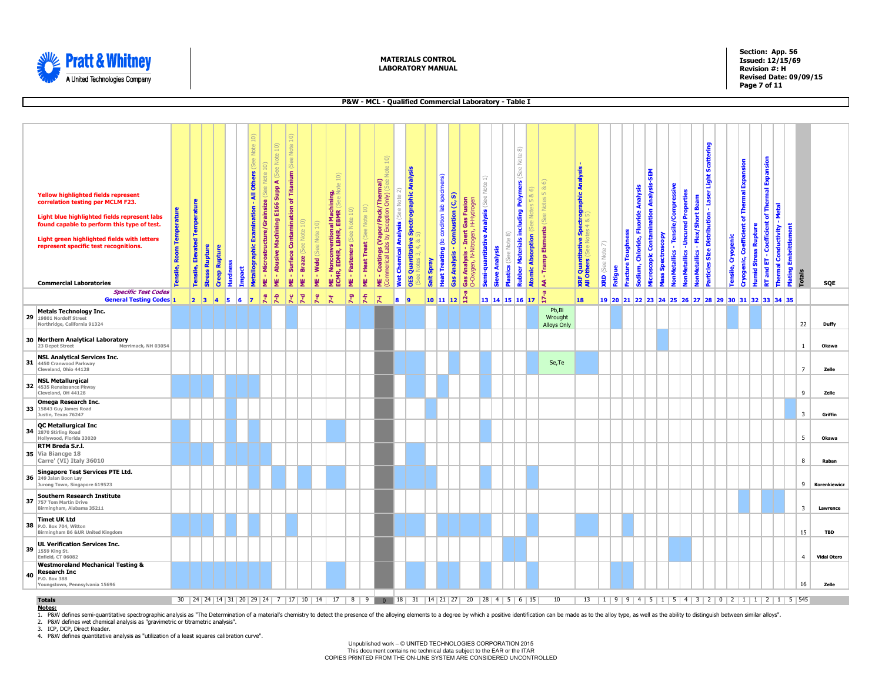## P&W - MCL - Qualified Commercial Laboratory - Table I

**Yellow highlighted fields represent correlation testing per MCLM F23.**

**Light blue highlighted fields represent labs found capable to perform this type of test.**

**Light green highlighted fields with letters represent specific test recognitions.**

| | Commercial Laboratories | Tensile, Room Temperature | Tensile, Elevated Temperature | Stress Rupture | Creep Rupture | Hardness | Impact | Metallographic Examination - All Others (See Note 10) | ME - Microstructure/Grainsize (See Note 10) | ME - Abusive Machining E166 Supp A (See Note 10) | ME - Surface Contamination of Titanium (See Note 10) | ME - Braze (See Note 10) | ME - Weld (See Note 10) | ME - Nonconventional Machining, ECMR, EDMR, LBMR, EBMR (See Note 10) | ME - Fasteners (See Note 10) | ME - Heat Treat (See Note 10) | ME - Coatings (Vapor/Pack/Thermal) (Commercial Labs by Exception Only) (See Note 10) | Wet Chemical Analysis (See Note 2) | OES Quantitative Spectrographic Analysis (See Notes 3, 4, & 5) | Salt Spray | Heat Treating (to condition lab specimens) | Gas Analysis - Combustion (C, S) | Gas Analysis - Inert Gas Fusion O-Oxygen, N-Nitrogen, H-Hydrogen | Semi-quantitative Analysis (See Note 1) | Sieve Analysis | Plastics (See Note 8) | Rubber Materials including Polymers (See Note 8) | Atomic Absorption (See Notes 5 & 6) | AA - Tramp Elements (See Notes 5 & 6) | XRF Quantitative Spectrographic Analysis - All Others (See Notes 4 & 5) | XRD (See Note 7) | Fatigue | Fracture Toughness | Sodium, Chloride, Fluoride Analysis | Microscopic Contamination Analysis-SEM | Mass Spectroscopy | NonMetallics - Tensile/Compressive | NonMetallics - Uncured Properties | NonMetallics - Flex/Short Beam | Particles Size Distribution - Laser Light Scattering | | Tensile, Cryogenic | Cryogenic, Coefficient of Thermal Expansion | Humid Stress Rupture | RT and ET - Coefficient of Thermal Expansion | Thermal Conductivity - Metal | Plating Embrittlement | Totals | SQE |
|---|---|---|---|---|---|---|---|---|---|---|---|---|---|---|---|---|---|---|---|---|---|---|---|---|---|---|---|---|---|---|---|---|---|---|---|---|---|---|---|---|---|---|---|---|---|---|---|---|---|
| | *Specific Test Codes* / **General Testing Codes** | 1 | 2 | 3 | 4 | 5 | 6 | 7 | 7-a | 7-b | 7-c | 7-d | 7-e | 7-f | 7-g | 7-h | 7-i | 8 | 9 | 10 | 11 | 12 | 12-a | 13 | 14 | 15 | 16 | 17 | 17-a | 18 | 19 | 20 | 21 | 22 | 23 | 24 | 25 | 26 | 27 | 28 | 29 | 30 | 31 | 32 | 33 | 34 | 35 | | |
| 29 | **Metals Technology Inc.** 19801 Nordoff Street Northridge, California 91324 | | | | | | | | | | | | | | | | | | | | | | | | | | | | Pb,Bi Wrought Alloys Only | | | | | | | | | | | | | | | | | | | 22 | Duffy |
| 30 | **Northern Analytical Laboratory** 23 Depot Street Merrimack, NH 03054 | | | | | | | | | | | | | | | | | | | | | | | | | | | | | | | | | | | | | | | | | | | | | | | 1 | Okawa |
| 31 | **NSL Analytical Services Inc.** 4450 Cranwood Parkway Cleveland, Ohio 44128 | | | | | | | | | | | | | | | | | | | | | | | | | | | | Se,Te | | | | | | | | | | | | | | | | | | | 7 | Zelle |
| 32 | **NSL Metallurgical** 4535 Renaissance Pkway Cleveland, OH 44128 | | | | | | | | | | | | | | | | | | | | | | | | | | | | | | | | | | | | | | | | | | | | | | | 9 | Zelle |
| 33 | **Omega Research Inc.** 15843 Guy James Road Justin, Texas 76247 | | | | | | | | | | | | | | | | | | | | | | | | | | | | | | | | | | | | | | | | | | | | | | | 3 | Griffin |
| 34 | **QC Metallurgical Inc** 2870 Stirling Road Hollywood, Florida 33020 | | | | | | | | | | | | | | | | | | | | | | | | | | | | | | | | | | | | | | | | | | | | | | | 5 | Okawa |
| 35 | **RTM Breda S.r.l.** Via Biancge 18 Carre' (VI) Italy 36010 | | | | | | | | | | | | | | | | | | | | | | | | | | | | | | | | | | | | | | | | | | | | | | | 8 | Raban |
| 36 | **Singapore Test Services PTE Ltd.** 249 Jalan Boon Lay Jurong Town, Singapore 619523 | | | | | | | | | | | | | | | | | | | | | | | | | | | | | | | | | | | | | | | | | | | | | | | 9 | Korenkiewicz |
| 37 | **Southern Research Institute** 757 Tom Martin Drive Birmingham, Alabama 35211 | | | | | | | | | | | | | | | | | | | | | | | | | | | | | | | | | | | | | | | | | | | | | | | 3 | Lawrence |
| 38 | **Timet UK Ltd** P.O. Box 704, Witton Birmingham B6 &UR United Kingdom | | | | | | | | | | | | | | | | | | | | | | | | | | | | | | | | | | | | | | | | | | | | | | | 15 | TBD |
| 39 | **UL Verification Services Inc.** 1559 King St. Enfield, CT 06082 | | | | | | | | | | | | | | | | | | | | | | | | | | | | | | | | | | | | | | | | | | | | | | | 4 | Vidal Otero |
| 40 | **Westmoreland Mechanical Testing & Research Inc** P.O. Box 388 Youngstown, Pennsylvania 15696 | | | | | | | | | | | | | | | | | | | | | | | | | | | | | | | | | | | | | | | | | | | | | | | 16 | Zelle |
| | **Totals** | 30 | 24 | 24 | 14 | 31 | 20 | 29 | 24 | 7 | 17 | 10 | 14 | 17 | 8 | 9 | 0 | 18 | 31 | 14 | 21 | 27 | 20 | 28 | 4 | 5 | 6 | 15 | 10 | 13 | 1 | 9 | 9 | 4 | 5 | 1 | 5 | 4 | 3 | 2 | 0 | 2 | 1 | 1 | 2 | 1 | 5 | 545 | |

**Notes:**

1. P&W defines semi-quantitative spectrographic analysis as "The Determination of a material's chemistry to detect the presence of the alloying elements to a degree by which a positive identification can be made as to the alloy type, as well as the ability to distinguish between similar alloys".
2. P&W defines wet chemical analysis as "gravimetric or titrametric analysis".
3. ICP, DCP, Direct Reader.
4. P&W defines quantitative analysis as "utilization of a least squares calibration curve".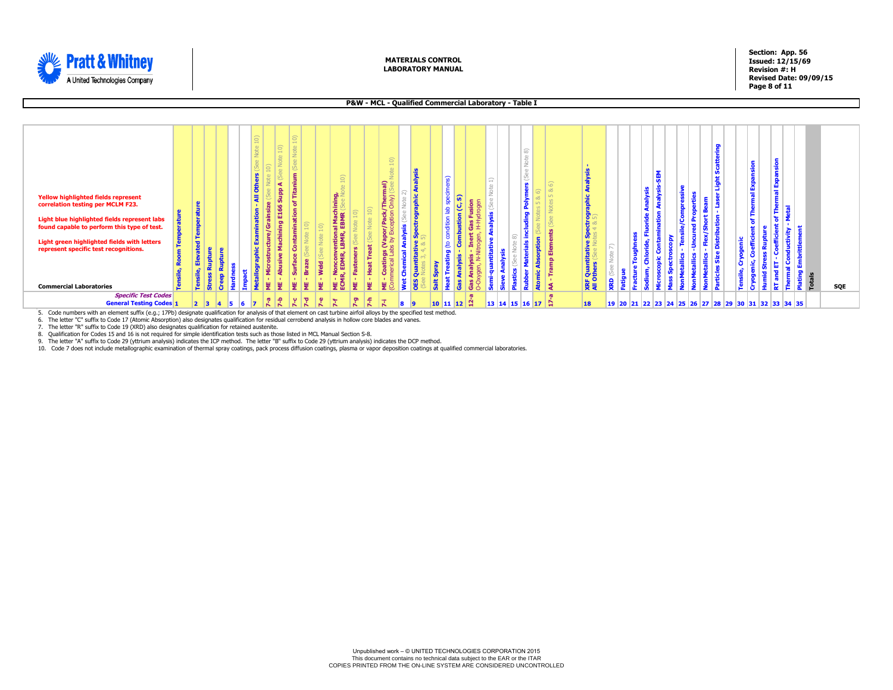**MATERIALS CONTROL LABORATORY MANUAL**

**Section: App. 56**
**Issued: 12/15/69**
**Revision #: H**
**Revised Date: 09/09/15**

## P&W - MCL - Qualified Commercial Laboratory - Table I

**Yellow highlighted fields represent correlation testing per MCLM F23.**

**Light blue highlighted fields represent labs found capable to perform this type of test.**

**Light green highlighted fields with letters represent specific test recognitions.**

| Commercial Laboratories | Tensile, Room Temperature | Tensile, Elevated Temperature | Stress Rupture | Creep Rupture | Hardness | Impact | Metallographic Examination - All Others (See Note 10) | ME - Microstructure/Grainsize (See Note 10) | ME - Abusive Machining E166 Supp A (See Note 10) | ME - Surface Contamination of Titanium (See Note 10) | ME - Braze (See Note 10) | ME - Weld (See Note 10) | ME - Nonconventional Machining, ECMR, EDMR, LBMR, EBMR (See Note 10) | ME - Fasteners (See Note 10) | ME - Heat Treat (See Note 10) | ME - Coatings (Vapor/Pack/Thermal) (Commercial Labs by Exception Only) (See Note 10) | Wet Chemical Analysis (See Note 2) | OES Quantitative Spectrographic Analysis (See Notes 3, 4, & 5) | Salt Spray | Heat Treating (to condition lab specimens) | Gas Analysis - Combustion (C, S) | Gas Analysis - Inert Gas Fusion O-Oxygen, N-Nitrogen, H-Hydrogen | Semi-quantitative Analysis (See Note 1) | Sieve Analysis | Plastics (See Note 8) | Rubber Materials including Polymers (See Note 8) | Atomic Absorption (See Notes 5 & 6) | AA - Tramp Elements (See Notes 5 & 6) | XRF Quantitative Spectrographic Analysis - All Others (See Notes 4 & 5) | XRD (See Note 7) | Fatigue | Fracture Toughness | Sodium, Chloride, Fluoride Analysis | Microscopic Contamination Analysis-SEM | Mass Spectroscopy | NonMetallics - Tensile/Compressive | NonMetallics - Uncured Properties | NonMetallics - Flex/Short Beam | Particles Size Distribution - Laser Light Scattering | Tensile, Cryogenic | Cryogenic, Coefficient of Thermal Expansion | Humid Stress Rupture | RT and ET - Coefficient of Thermal Expansion | Thermal Conductivity - Metal | Plating Embrittlement | Totals | SQE |
|---|---|---|---|---|---|---|---|---|---|---|---|---|---|---|---|---|---|---|---|---|---|---|---|---|---|---|---|---|---|---|---|---|---|---|---|---|---|---|---|---|---|---|---|---|---|---|---|
| *Specific Test Codes* | | | | | | | | 7-a | 7-b | 7-c | 7-d | 7-e | 7-f | 7-g | 7-h | 7-i | | | | | | 12-a | | | | | | 17-a | | | | | | | | | | | | | | | | | | | |
| **General Testing Codes** | 1 | 2 | 3 | 4 | 5 | 6 | 7 | | | | | | | | | | 8 | 9 | 10 | 11 | 12 | | 13 | 14 | 15 | 16 | 17 | | 18 | 19 | 20 | 21 | 22 | 23 | 24 | 25 | 26 | 27 | 28 | 29 | 30 | 31 | 32 | 33 | 34 | 35 | | |

5. Code numbers with an element suffix (e.g.; 17Pb) designate qualification for analysis of that element on cast turbine airfoil alloys by the specified test method.
6. The letter "C" suffix to Code 17 (Atomic Absorption) also designates qualification for residual cerrobend analysis in hollow core blades and vanes.
7. The letter "R" suffix to Code 19 (XRD) also designates qualification for retained austenite.
8. Qualification for Codes 15 and 16 is not required for simple identification tests such as those listed in MCL Manual Section S-8.
9. The letter "A" suffix to Code 29 (yttrium analysis) indicates the ICP method. The letter "B" suffix to Code 29 (yttrium analysis) indicates the DCP method.
10. Code 7 does not include metallographic examination of thermal spray coatings, pack process diffusion coatings, plasma or vapor deposition coatings at qualified commercial laboratories.

Unpublished work – © UNITED TECHNOLOGIES CORPORATION 2015
This document contains no technical data subject to the EAR or the ITAR
COPIES PRINTED FROM THE ON-LINE SYSTEM ARE CONSIDERED UNCONTROLLED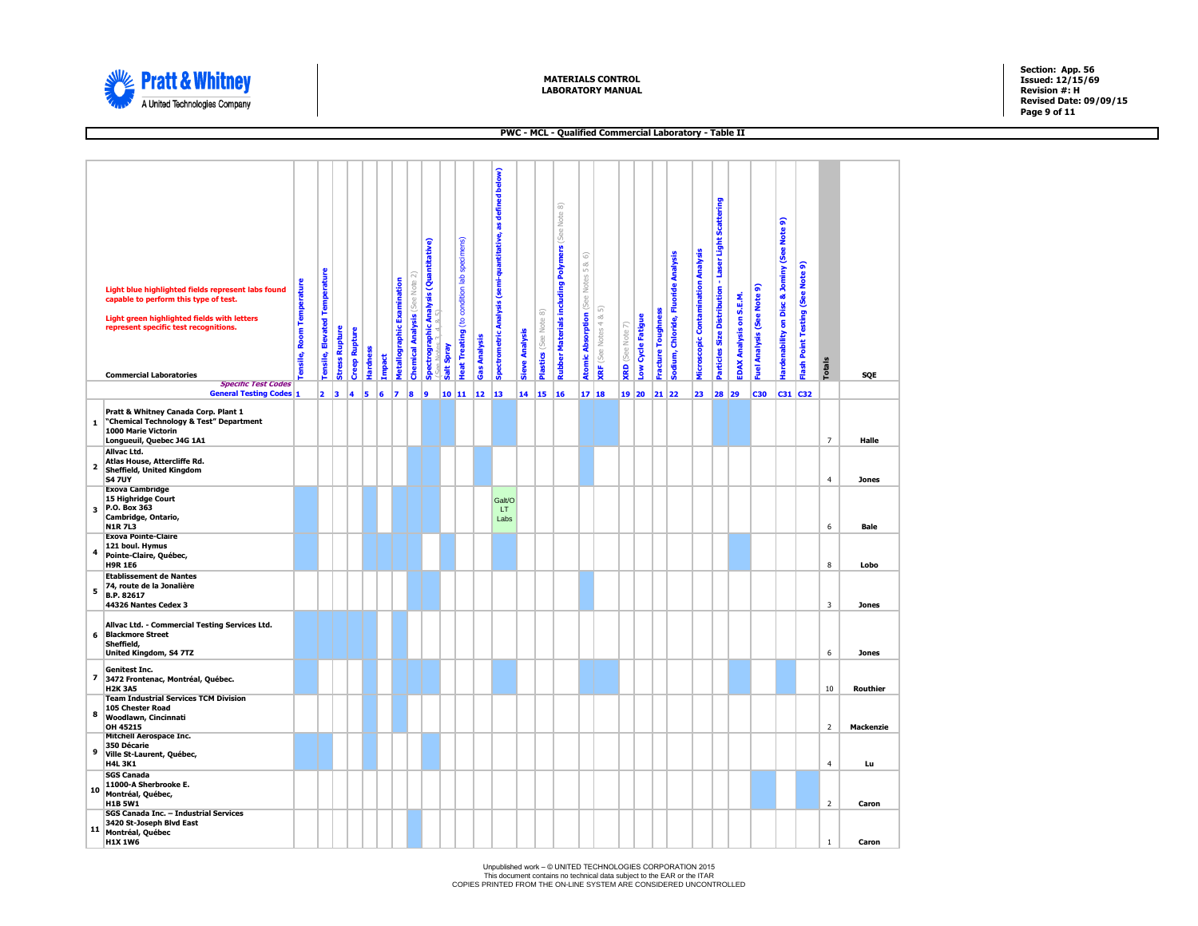**PWC - MCL - Qualified Commercial Laboratory - Table II**

Light blue highlighted fields represent labs found capable to perform this type of test.

Light green highlighted fields with letters represent specific test recognitions.

| | Commercial Laboratories | Tensile, Room Temperature | Tensile, Elevated Temperature | Stress Rupture | Creep Rupture | Hardness | Impact | Metallographic Examination | Chemical Analysis (See Note 2) | Spectrographic Analysis (Quantitative) (See Notes 3, 4 & 5) | Salt Spray | Heat Treating (to condition lab specimens) | Gas Analysis | Spectrometric Analysis (semi-quantitative, as defined below) | Sieve Analysis | Plastics (See Note 8) | Rubber Materials including Polymers (See Note 8) | Atomic Absorption (See Notes 5 & 6) | XRF (See Notes 4 & 5) | XRD (See Note 7) | Low Cycle Fatigue | Fracture Toughness | Sodium, Chloride, Fluoride Analysis | Microscopic Contamination Analysis | Particles Size Distribution - Laser Light Scattering | EDAX Analysis on S.E.M. | Fuel Analysis (See Note 9) | Hardenability on Disc & Jominy (See Note 9) | Flash Point Testing (See Note 9) | Totals | SQE |
|---|---|---|---|---|---|---|---|---|---|---|---|---|---|---|---|---|---|---|---|---|---|---|---|---|---|---|---|---|---|---|---|
| | *Specific Test Codes* | | | | | | | | | | | | | | | | | | | | | | | | | | | | | | |
| | General Testing Codes | 1 | 2 | 3 | 4 | 5 | 6 | 7 | 8 | 9 | 10 | 11 | 12 | 13 | 14 | 15 | 16 | 17 | 18 | 19 | 20 | 21 | 22 | 23 | 28 | 29 | C30 | C31 | C32 | | |
| 1 | Pratt & Whitney Canada Corp. Plant 1<br>"Chemical Technology & Test" Department<br>1000 Marie Victorin<br>Longueuil, Quebec J4G 1A1 | | | | | | | | | | | | | | | | | | | | | | | | | | | | | 7 | Halle |
| 2 | Allvac Ltd.<br>Atlas House, Attercliffe Rd.<br>Sheffield, United Kingdom<br>S4 7UY | | | | | | | | | | | | | | | | | | | | | | | | | | | | | 4 | Jones |
| 3 | Exova Cambridge<br>15 Highridge Court<br>P.O. Box 363<br>Cambridge, Ontario,<br>N1R 7L3 | | | | | | | | | | | | | Galt/O LT Labs | | | | | | | | | | | | | | | | 6 | Bale |
| 4 | Exova Pointe-Claire<br>121 boul. Hymus<br>Pointe-Claire, Québec,<br>H9R 1E6 | | | | | | | | | | | | | | | | | | | | | | | | | | | | | 8 | Lobo |
| 5 | Etablissement de Nantes<br>74, route de la Jonalière<br>B.P. 82617<br>44326 Nantes Cedex 3 | | | | | | | | | | | | | | | | | | | | | | | | | | | | | 3 | Jones |
| 6 | Allvac Ltd. - Commercial Testing Services Ltd.<br>Blackmore Street<br>Sheffield,<br>United Kingdom, S4 7TZ | | | | | | | | | | | | | | | | | | | | | | | | | | | | | 6 | Jones |
| 7 | Genitest Inc.<br>3472 Frontenac, Montréal, Québec.<br>H2K 3A5 | | | | | | | | | | | | | | | | | | | | | | | | | | | | | 10 | Routhier |
| 8 | Team Industrial Services TCM Division<br>105 Chester Road<br>Woodlawn, Cincinnati<br>OH 45215 | | | | | | | | | | | | | | | | | | | | | | | | | | | | | 2 | Mackenzie |
| 9 | Mitchell Aerospace Inc.<br>350 Décarie<br>Ville St-Laurent, Québec,<br>H4L 3K1 | | | | | | | | | | | | | | | | | | | | | | | | | | | | | 4 | Lu |
| 10 | SGS Canada<br>11000-A Sherbrooke E.<br>Montréal, Québec,<br>H1B 5W1 | | | | | | | | | | | | | | | | | | | | | | | | | | | | | 2 | Caron |
| 11 | SGS Canada Inc. – Industrial Services<br>3420 St-Joseph Blvd East<br>Montréal, Québec<br>H1X 1W6 | | | | | | | | | | | | | | | | | | | | | | | | | | | | | 1 | Caron |

Unpublished work – © UNITED TECHNOLOGIES CORPORATION 2015
This document contains no technical data subject to the EAR or the ITAR
COPIES PRINTED FROM THE ON-LINE SYSTEM ARE CONSIDERED UNCONTROLLED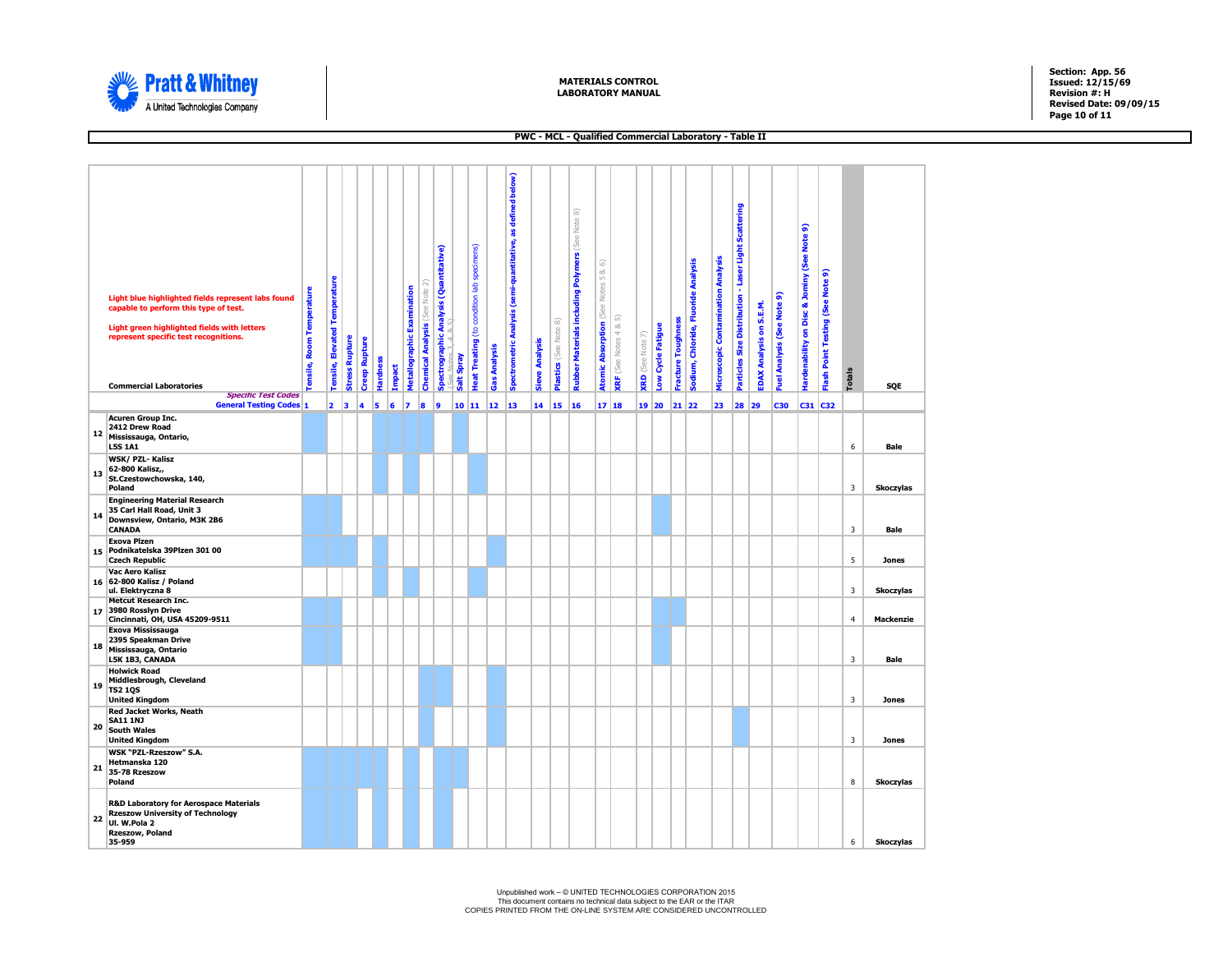**MATERIALS CONTROL LABORATORY MANUAL**

Section: App. 56
Issued: 12/15/69
Revision #: H
Revised Date: 09/09/15

## PWC - MCL - Qualified Commercial Laboratory - Table II

Light blue highlighted fields represent labs found capable to perform this type of test. (Highlighted fields are shown as X below.)

Light green highlighted fields with letters represent specific test recognitions.

*Specific Test Codes*

| | Commercial Laboratories | Tensile, Room Temperature | Tensile, Elevated Temperature | Stress Rupture | Creep Rupture | Hardness | Impact | Metallographic Examination | Chemical Analysis (See Note 2) | Spectrographic Analysis (Quantitative) (See Notes 3, 4 & 5) | Salt Spray | Heat Treating (to condition lab specimens) | Gas Analysis | Spectrometric Analysis (semi-quantitative, as defined below) | Sieve Analysis | Plastics (See Note 8) | Rubber Materials including Polymers (See Note 8) | Atomic Absorption (See Notes 5 & 6) | XRF (See Notes 4 & 5) | XRD (See Note 7) | Low Cycle Fatigue | Fracture Toughness | Sodium, Chloride, Fluoride Analysis | Microscopic Contamination Analysis | Particles Size Distribution - Laser Light Scattering | EDAX Analysis on S.E.M. | Fuel Analysis (See Note 9) | Hardenability on Disc & Jominy (See Note 9) | Flash Point Testing (See Note 9) | Totals | SQE |
|---|---|---|---|---|---|---|---|---|---|---|---|---|---|---|---|---|---|---|---|---|---|---|---|---|---|---|---|---|---|---|---|
| | General Testing Codes | 1 | 2 | 3 | 4 | 5 | 6 | 7 | 8 | 9 | 10 | 11 | 12 | 13 | 14 | 15 | 16 | 17 | 18 | 19 | 20 | 21 | 22 | 23 | 28 | 29 | C30 | C31 | C32 | | |
| 12 | Acuren Group Inc. 2412 Drew Road Mississauga, Ontario, L5S 1A1 | X | | | | X | X | X | X | | X | | | | | | | | | | | | | | | | | | | 6 | Bale |
| 13 | WSK/ PZL- Kalisz 62-800 Kalisz,, St.Czestowchowska, 140, Poland | | | | | X | | X | | | | X | | | | | | | | | | | | | | | | | | 3 | Skoczylas |
| 14 | Engineering Material Research 35 Carl Hall Road, Unit 3 Downsview, Ontario, M3K 2B6 CANADA | X | X | | | | | | | | | | | | | | | | | | X | | | | | | | | | 3 | Bale |
| 15 | Exova Plzen Podnikatelska 39Plzen 301 00 Czech Republic | X | X | X | | X | | | | | | | X | | | | | | | | | | | | | | | | | 5 | Jones |
| 16 | Vac Aero Kalisz 62-800 Kalisz / Poland ul. Elektryczna 8 | | | | | X | | X | | | | X | | | | | | | | | | | | | | | | | | 3 | Skoczylas |
| 17 | Metcut Research Inc. 3980 Rosslyn Drive Cincinnati, OH, USA 45209-9511 | X | X | | | | | | | | | | | | | | | | | | X | X | | | | | | | | 4 | Mackenzie |
| 18 | Exova Mississauga 2395 Speakman Drive Mississauga, Ontario L5K 1B3, CANADA | X | X | | | | | | | | | | | | | | | | | | X | | | | | | | | | 3 | Bale |
| 19 | Holwick Road Middlesbrough, Cleveland TS2 1QS United Kingdom | | | | | | | | X | X | | | X | | | | | | | | | | | | | | | | | 3 | Jones |
| 20 | Red Jacket Works, Neath SA11 1NJ South Wales United Kingdom | | | | | | | | X | | | | X | | | | | | | | | | | | X | | | | | 3 | Jones |
| 21 | WSK "PZL-Rzeszow" S.A. Hetmanska 120 35-78 Rzeszow Poland | X | X | X | X | X | X | | | X | X | | | | | | | | | | | | | | | | | | | 8 | Skoczylas |
| 22 | R&D Laboratory for Aerospace Materials Rzeszow University of Technology Ul. W.Pola 2 Rzeszow, Poland 35-959 | X | X | X | X | X | | | | X | | | | | | | | | | | | | | | | | | | | 6 | Skoczylas |

Unpublished work – © UNITED TECHNOLOGIES CORPORATION 2015
This document contains no technical data subject to the EAR or the ITAR
COPIES PRINTED FROM THE ON-LINE SYSTEM ARE CONSIDERED UNCONTROLLED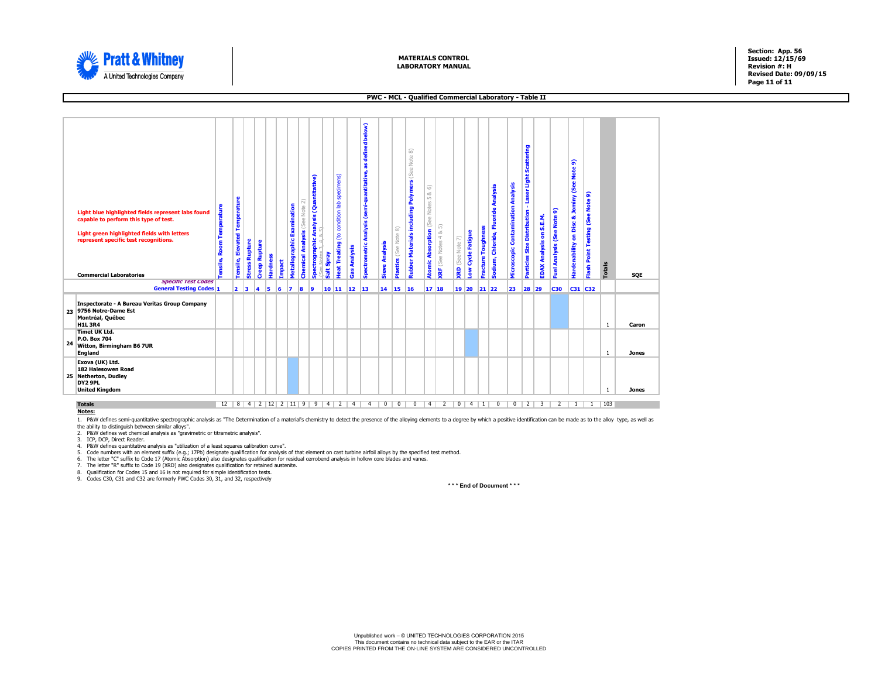# MATERIALS CONTROL LABORATORY MANUAL

**Section: App. 56**
**Issued: 12/15/69**
**Revision #: H**
**Revised Date: 09/09/15**

## PWC - MCL - Qualified Commercial Laboratory - Table II

*Light blue highlighted fields represent labs found capable to perform this type of test.*

*Light green highlighted fields with letters represent specific test recognitions.*

Highlighted fields in the table below are marked "(highlighted)".

| | Commercial Laboratories | Tensile, Room Temperature | Tensile, Elevated Temperature | Stress Rupture | Creep Rupture | Hardness | Impact | Metallographic Examination | Chemical Analysis (See Note 2) | Spectrographic Analysis (Quantitative) (See Notes 3, 4, & 5) | Salt Spray | Heat Treating (to condition lab specimens) | Gas Analysis | Spectrometric Analysis (semi-quantitative, as defined below) | Sieve Analysis | Plastics (See Note 8) | Rubber Materials including Polymers (See Note 8) | Atomic Absorption (See Notes 5 & 6) | XRF (See Notes 4 & 5) | XRD (See Note 7) | Low Cycle Fatigue | Fracture Toughness | Sodium, Chloride, Fluoride Analysis | Microscopic Contamination Analysis | Particles Size Distribution - Laser Light Scattering | EDAX Analysis on S.E.M. | Fuel Analysis (See Note 9) | Hardenability on Disc & Jominy (See Note 9) | Flash Point Testing (See Note 9) | Totals | SQE |
|---|---|---|---|---|---|---|---|---|---|---|---|---|---|---|---|---|---|---|---|---|---|---|---|---|---|---|---|---|---|---|---|
| | *Specific Test Codes* / General Testing Codes | 1 | 2 | 3 | 4 | 5 | 6 | 7 | 8 | 9 | 10 | 11 | 12 | 13 | 14 | 15 | 16 | 17 | 18 | 19 | 20 | 21 | 22 | 23 | 28 | 29 | C30 | C31 | C32 | | |
| 23 | **Inspectorate - A Bureau Veritas Group Company**<br>9756 Notre-Dame Est<br>Montréal, Québec<br>H1L 3R4 | | | | | | | | | | | | | | | | | | | | | | | | | | (highlighted) | | | 1 | Caron |
| 24 | **Timet UK Ltd.**<br>P.O. Box 704<br>Witton, Birmingham B6 7UR<br>England | | | | | | | | | | | | | | | | | | | | (highlighted) | | | | | | | | | 1 | Jones |
| 25 | **Exova (UK) Ltd.**<br>182 Halesowen Road<br>Netherton, Dudley<br>DY2 9PL<br>United Kingdom | | | | | | | (highlighted) | | | | | | | | | | | | | | | | | | | | | | 1 | Jones |
| | **Totals** | 12 | 8 | 4 | 2 | 12 | 2 | 11 | 9 | 9 | 4 | 2 | 4 | 4 | 0 | 0 | 0 | 4 | 2 | 0 | 4 | 1 | 0 | 0 | 2 | 3 | 2 | 1 | 1 | 103 | |

**Notes:**

1. P&W defines semi-quantitative spectrographic analysis as "The Determination of a material's chemistry to detect the presence of the alloying elements to a degree by which a positive identification can be made as to the alloy type, as well as the ability to distinguish between similar alloys".
2. P&W defines wet chemical analysis as "gravimetric or titrametric analysis".
3. ICP, DCP, Direct Reader.
4. P&W defines quantitative analysis as "utilization of a least squares calibration curve".
5. Code numbers with an element suffix (e.g.; 17Pb) designate qualification for analysis of that element on cast turbine airfoil alloys by the specified test method.
6. The letter "C" suffix to Code 17 (Atomic Absorption) also designates qualification for residual cerrobend analysis in hollow core blades and vanes.
7. The letter "R" suffix to Code 19 (XRD) also designates qualification for retained austenite.
8. Qualification for Codes 15 and 16 is not required for simple identification tests.
9. Codes C30, C31 and C32 are formerly PWC Codes 30, 31, and 32, respectively

*** End of Document ***

Unpublished work – © UNITED TECHNOLOGIES CORPORATION 2015
This document contains no technical data subject to the EAR or the ITAR
COPIES PRINTED FROM THE ON-LINE SYSTEM ARE CONSIDERED UNCONTROLLED